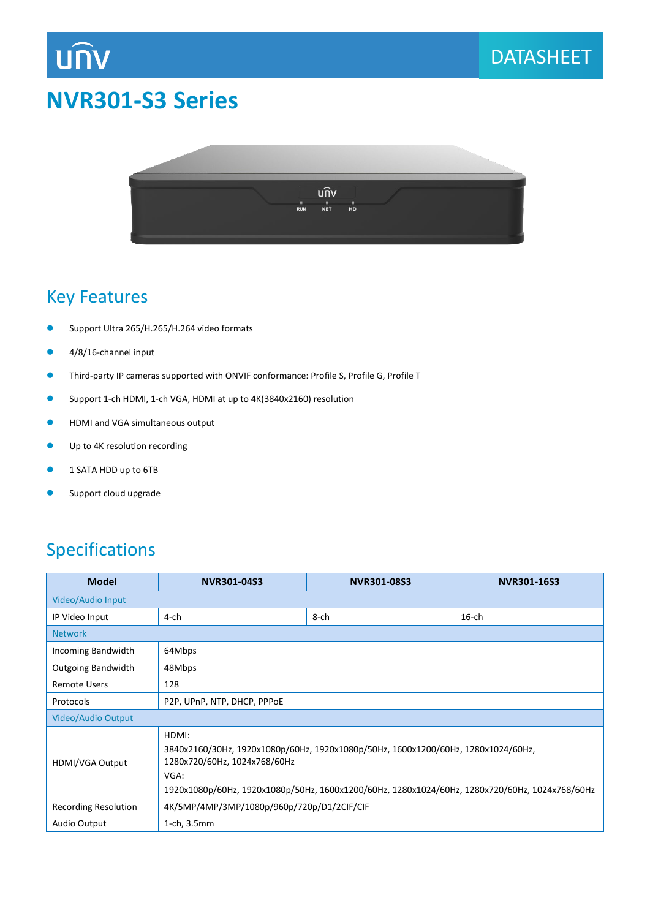DATASHEET

# NVR301-S3 Series

## Key Features

- Support Ultra 265/H.265/H.264 video formats
- 4/8/16-channel input
- Third-party IP cameras supported with ONVIF conformance: Profile S, Profile G, Profile T
- Support 1-ch HDMI, 1-ch VGA, HDMI at up to 4K(3840x2160) resolution
- HDMI and VGA simultaneous output
- Up to 4K resolution recording
- 1 SATA HDD up to 6TB
- Support cloud upgrade

## Specifications

| Model | NVR301-04S3 | NVR301-08S3 | NVR301-16S3 |
|---|---|---|---|
| Video/Audio Input | | | |
| IP Video Input | 4-ch | 8-ch | 16-ch |
| Network | | | |
| Incoming Bandwidth | 64Mbps | | |
| Outgoing Bandwidth | 48Mbps | | |
| Remote Users | 128 | | |
| Protocols | P2P, UPnP, NTP, DHCP, PPPoE | | |
| Video/Audio Output | | | |
| HDMI/VGA Output | HDMI:<br>3840x2160/30Hz, 1920x1080p/60Hz, 1920x1080p/50Hz, 1600x1200/60Hz, 1280x1024/60Hz, 1280x720/60Hz, 1024x768/60Hz<br>VGA:<br>1920x1080p/60Hz, 1920x1080p/50Hz, 1600x1200/60Hz, 1280x1024/60Hz, 1280x720/60Hz, 1024x768/60Hz | | |
| Recording Resolution | 4K/5MP/4MP/3MP/1080p/960p/720p/D1/2CIF/CIF | | |
| Audio Output | 1-ch, 3.5mm | | |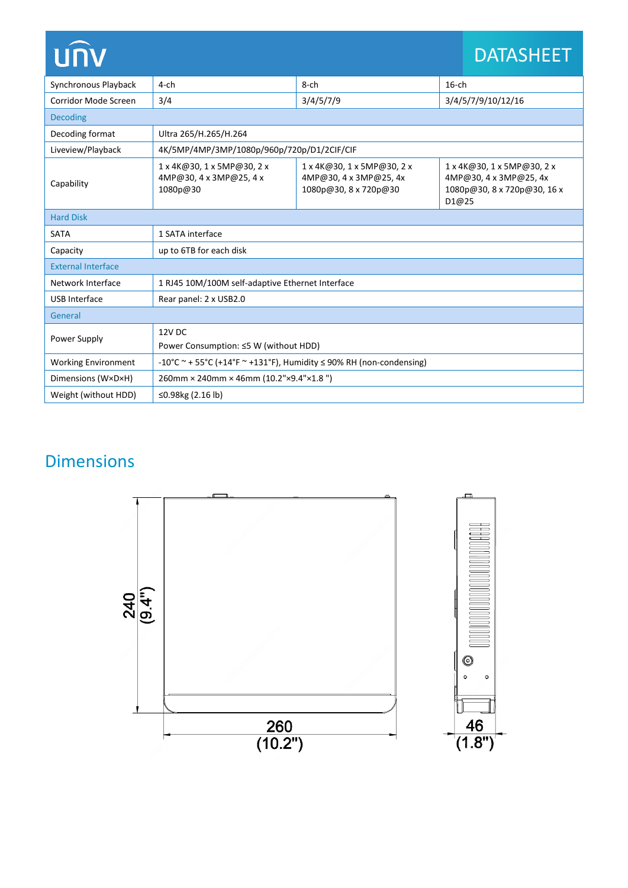| Synchronous Playback | 4-ch | 8-ch | 16-ch |
|---|---|---|---|
| Corridor Mode Screen | 3/4 | 3/4/5/7/9 | 3/4/5/7/9/10/12/16 |
| **Decoding** | | | |
| Decoding format | Ultra 265/H.265/H.264 | | |
| Liveview/Playback | 4K/5MP/4MP/3MP/1080p/960p/720p/D1/2CIF/CIF | | |
| Capability | 1 x 4K@30, 1 x 5MP@30, 2 x 4MP@30, 4 x 3MP@25, 4 x 1080p@30 | 1 x 4K@30, 1 x 5MP@30, 2 x 4MP@30, 4 x 3MP@25, 4x 1080p@30, 8 x 720p@30 | 1 x 4K@30, 1 x 5MP@30, 2 x 4MP@30, 4 x 3MP@25, 4x 1080p@30, 8 x 720p@30, 16 x D1@25 |
| **Hard Disk** | | | |
| SATA | 1 SATA interface | | |
| Capacity | up to 6TB for each disk | | |
| **External Interface** | | | |
| Network Interface | 1 RJ45 10M/100M self-adaptive Ethernet Interface | | |
| USB Interface | Rear panel: 2 x USB2.0 | | |
| **General** | | | |
| Power Supply | 12V DC<br>Power Consumption: ≤5 W (without HDD) | | |
| Working Environment | -10°C ~ + 55°C (+14°F ~ +131°F), Humidity ≤ 90% RH (non-condensing) | | |
| Dimensions (W×D×H) | 260mm × 240mm × 46mm (10.2"×9.4"×1.8 ") | | |
| Weight (without HDD) | ≤0.98kg (2.16 lb) | | |

## Dimensions

240 (9.4")

260 (10.2")

46 (1.8")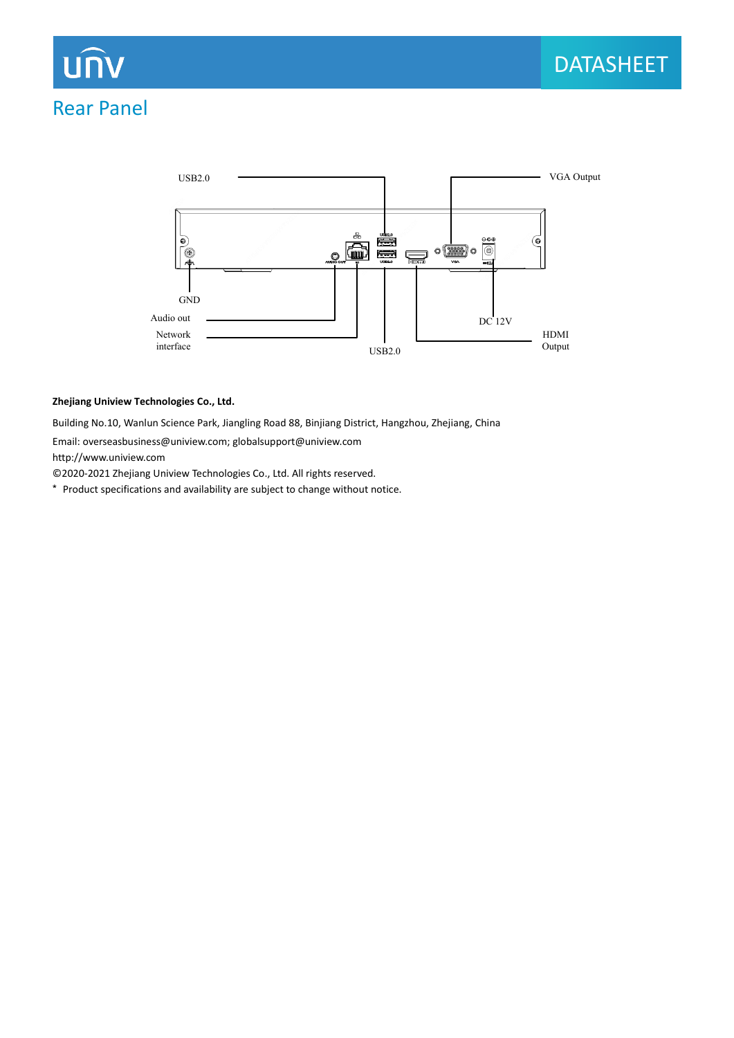## Rear Panel

USB2.0

VGA Output

GND

Audio out

Network interface

USB2.0

DC 12V

HDMI Output

**Zhejiang Uniview Technologies Co., Ltd.**

Building No.10, Wanlun Science Park, Jiangling Road 88, Binjiang District, Hangzhou, Zhejiang, China

Email: overseasbusiness@uniview.com; globalsupport@uniview.com

http://www.uniview.com

©2020-2021 Zhejiang Uniview Technologies Co., Ltd. All rights reserved.

* Product specifications and availability are subject to change without notice.